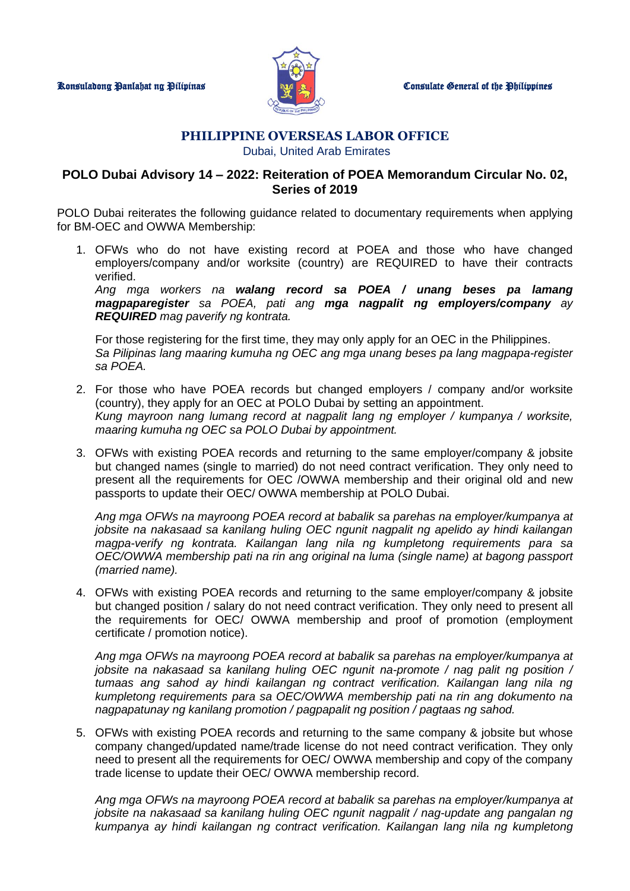Konsuladong Panlahat ng Pilipinas

Consulate General of the Philippines

# PHILIPPINE OVERSEAS LABOR OFFICE

Dubai, United Arab Emirates

## POLO Dubai Advisory 14 – 2022: Reiteration of POEA Memorandum Circular No. 02, Series of 2019

POLO Dubai reiterates the following guidance related to documentary requirements when applying for BM-OEC and OWWA Membership:

1. OFWs who do not have existing record at POEA and those who have changed employers/company and/or worksite (country) are REQUIRED to have their contracts verified.
   *Ang mga workers na **walang record sa POEA / unang beses pa lamang magpaparegister** sa POEA, pati ang **mga nagpalit ng employers/company** ay **REQUIRED** mag paverify ng kontrata.*

   For those registering for the first time, they may only apply for an OEC in the Philippines.
   *Sa Pilipinas lang maaring kumuha ng OEC ang mga unang beses pa lang magpapa-register sa POEA.*

2. For those who have POEA records but changed employers / company and/or worksite (country), they apply for an OEC at POLO Dubai by setting an appointment.
   *Kung mayroon nang lumang record at nagpalit lang ng employer / kumpanya / worksite, maaring kumuha ng OEC sa POLO Dubai by appointment.*

3. OFWs with existing POEA records and returning to the same employer/company & jobsite but changed names (single to married) do not need contract verification. They only need to present all the requirements for OEC /OWWA membership and their original old and new passports to update their OEC/ OWWA membership at POLO Dubai.

   *Ang mga OFWs na mayroong POEA record at babalik sa parehas na employer/kumpanya at jobsite na nakasaad sa kanilang huling OEC ngunit nagpalit ng apelido ay hindi kailangan magpa-verify ng kontrata. Kailangan lang nila ng kumpletong requirements para sa OEC/OWWA membership pati na rin ang original na luma (single name) at bagong passport (married name).*

4. OFWs with existing POEA records and returning to the same employer/company & jobsite but changed position / salary do not need contract verification. They only need to present all the requirements for OEC/ OWWA membership and proof of promotion (employment certificate / promotion notice).

   *Ang mga OFWs na mayroong POEA record at babalik sa parehas na employer/kumpanya at jobsite na nakasaad sa kanilang huling OEC ngunit na-promote / nag palit ng position / tumaas ang sahod ay hindi kailangan ng contract verification. Kailangan lang nila ng kumpletong requirements para sa OEC/OWWA membership pati na rin ang dokumento na nagpapatunay ng kanilang promotion / pagpapalit ng position / pagtaas ng sahod.*

5. OFWs with existing POEA records and returning to the same company & jobsite but whose company changed/updated name/trade license do not need contract verification. They only need to present all the requirements for OEC/ OWWA membership and copy of the company trade license to update their OEC/ OWWA membership record.

   *Ang mga OFWs na mayroong POEA record at babalik sa parehas na employer/kumpanya at jobsite na nakasaad sa kanilang huling OEC ngunit nagpalit / nag-update ang pangalan ng kumpanya ay hindi kailangan ng contract verification. Kailangan lang nila ng kumpletong*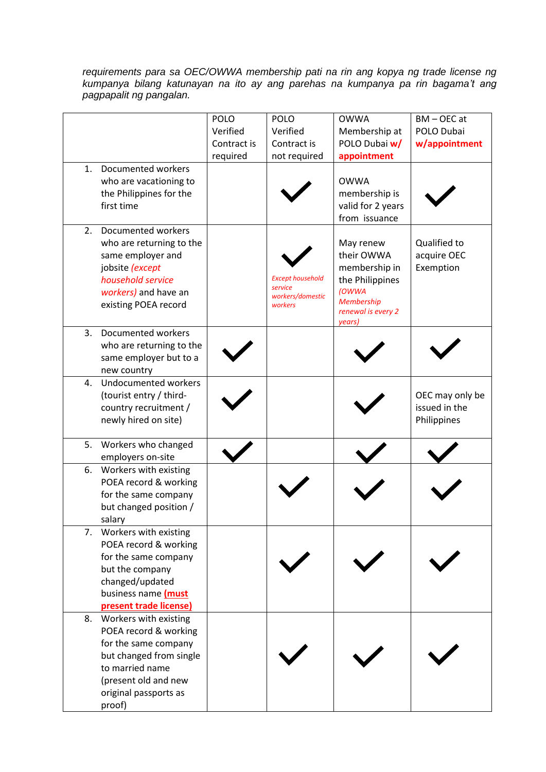*requirements para sa OEC/OWWA membership pati na rin ang kopya ng trade license ng kumpanya bilang katunayan na ito ay ang parehas na kumpanya pa rin bagama't ang pagpapalit ng pangalan.*

| | POLO Verified Contract is required | POLO Verified Contract is not required | OWWA Membership at POLO Dubai **w/ appointment** | BM – OEC at POLO Dubai **w/appointment** |
|---|---|---|---|---|
| 1. Documented workers who are vacationing to the Philippines for the first time | | ✓ | OWWA membership is valid for 2 years from issuance | ✓ |
| 2. Documented workers who are returning to the same employer and jobsite *(except household service workers)* and have an existing POEA record | | ✓ *Except household service workers/domestic workers* | May renew their OWWA membership in the Philippines *(OWWA Membership renewal is every 2 years)* | Qualified to acquire OEC Exemption |
| 3. Documented workers who are returning to the same employer but to a new country | ✓ | | ✓ | ✓ |
| 4. Undocumented workers (tourist entry / third-country recruitment / newly hired on site) | ✓ | | ✓ | OEC may only be issued in the Philippines |
| 5. Workers who changed employers on-site | ✓ | | ✓ | ✓ |
| 6. Workers with existing POEA record & working for the same company but changed position / salary | | ✓ | ✓ | ✓ |
| 7. Workers with existing POEA record & working for the same company but the company changed/updated business name **(must present trade license)** | | ✓ | ✓ | ✓ |
| 8. Workers with existing POEA record & working for the same company but changed from single to married name (present old and new original passports as proof) | | ✓ | ✓ | ✓ |